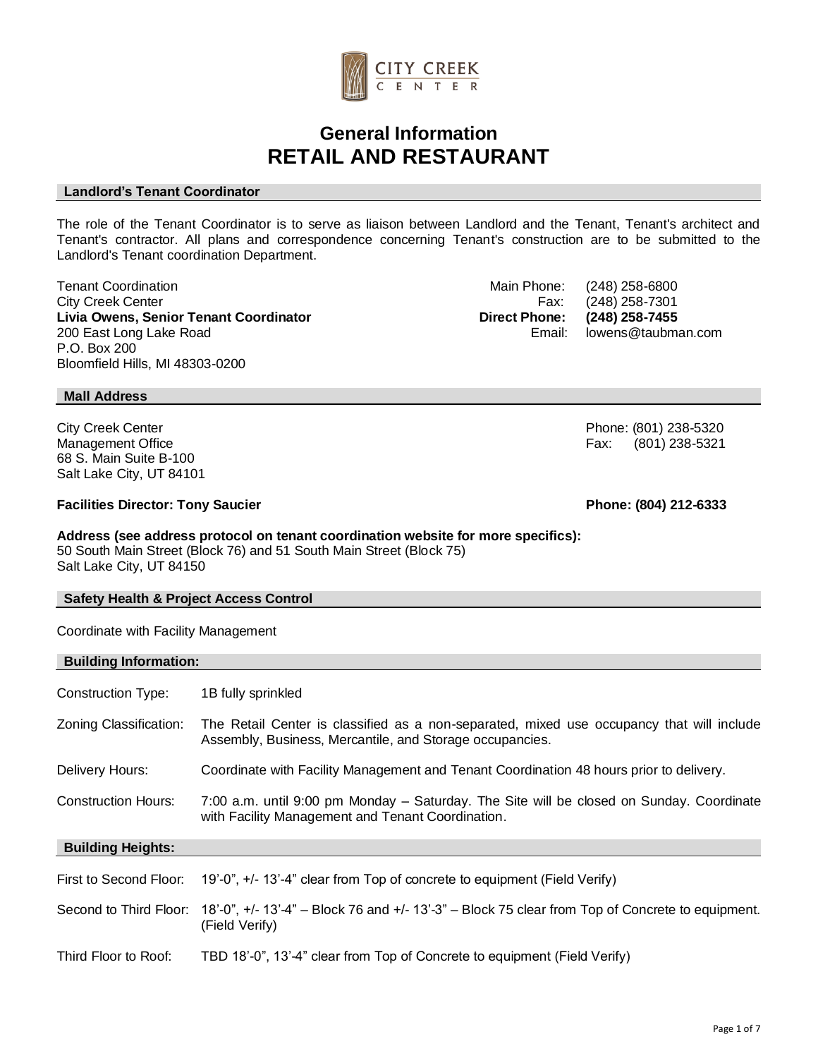# General Information
# RETAIL AND RESTAURANT

## Landlord's Tenant Coordinator

The role of the Tenant Coordinator is to serve as liaison between Landlord and the Tenant, Tenant's architect and Tenant's contractor. All plans and correspondence concerning Tenant's construction are to be submitted to the Landlord's Tenant coordination Department.

Tenant Coordination
City Creek Center
**Livia Owens, Senior Tenant Coordinator**
200 East Long Lake Road
P.O. Box 200
Bloomfield Hills, MI 48303-0200

Main Phone: (248) 258-6800
Fax: (248) 258-7301
**Direct Phone: (248) 258-7455**
Email: lowens@taubman.com

## Mall Address

City Creek Center
Management Office
68 S. Main Suite B-100
Salt Lake City, UT 84101

Phone: (801) 238-5320
Fax: (801) 238-5321

**Facilities Director: Tony Saucier** **Phone: (804) 212-6333**

**Address (see address protocol on tenant coordination website for more specifics):**
50 South Main Street (Block 76) and 51 South Main Street (Block 75)
Salt Lake City, UT 84150

## Safety Health & Project Access Control

Coordinate with Facility Management

## Building Information:

Construction Type: 1B fully sprinkled

Zoning Classification: The Retail Center is classified as a non-separated, mixed use occupancy that will include Assembly, Business, Mercantile, and Storage occupancies.

Delivery Hours: Coordinate with Facility Management and Tenant Coordination 48 hours prior to delivery.

Construction Hours: 7:00 a.m. until 9:00 pm Monday – Saturday. The Site will be closed on Sunday. Coordinate with Facility Management and Tenant Coordination.

## Building Heights:

First to Second Floor: 19'-0", +/- 13'-4" clear from Top of concrete to equipment (Field Verify)

Second to Third Floor: 18'-0", +/- 13'-4" – Block 76 and +/- 13'-3" – Block 75 clear from Top of Concrete to equipment. (Field Verify)

Third Floor to Roof: TBD 18'-0", 13'-4" clear from Top of Concrete to equipment (Field Verify)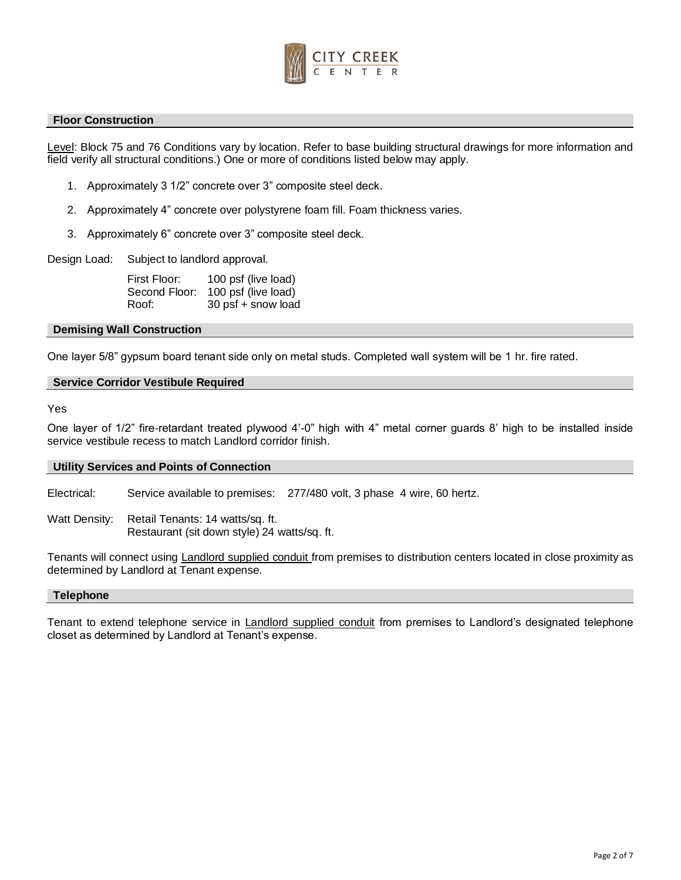## Floor Construction

Level: Block 75 and 76 Conditions vary by location. Refer to base building structural drawings for more information and field verify all structural conditions.) One or more of conditions listed below may apply.

1. Approximately 3 1/2" concrete over 3" composite steel deck.
2. Approximately 4" concrete over polystyrene foam fill. Foam thickness varies.
3. Approximately 6" concrete over 3" composite steel deck.

Design Load: Subject to landlord approval.

| | |
|---|---|
| First Floor: | 100 psf (live load) |
| Second Floor: | 100 psf (live load) |
| Roof: | 30 psf + snow load |

## Demising Wall Construction

One layer 5/8" gypsum board tenant side only on metal studs. Completed wall system will be 1 hr. fire rated.

## Service Corridor Vestibule Required

Yes

One layer of 1/2" fire-retardant treated plywood 4'-0" high with 4" metal corner guards 8' high to be installed inside service vestibule recess to match Landlord corridor finish.

## Utility Services and Points of Connection

Electrical: Service available to premises: 277/480 volt, 3 phase 4 wire, 60 hertz.

Watt Density: Retail Tenants: 14 watts/sq. ft.
Restaurant (sit down style) 24 watts/sq. ft.

Tenants will connect using Landlord supplied conduit from premises to distribution centers located in close proximity as determined by Landlord at Tenant expense.

## Telephone

Tenant to extend telephone service in Landlord supplied conduit from premises to Landlord's designated telephone closet as determined by Landlord at Tenant's expense.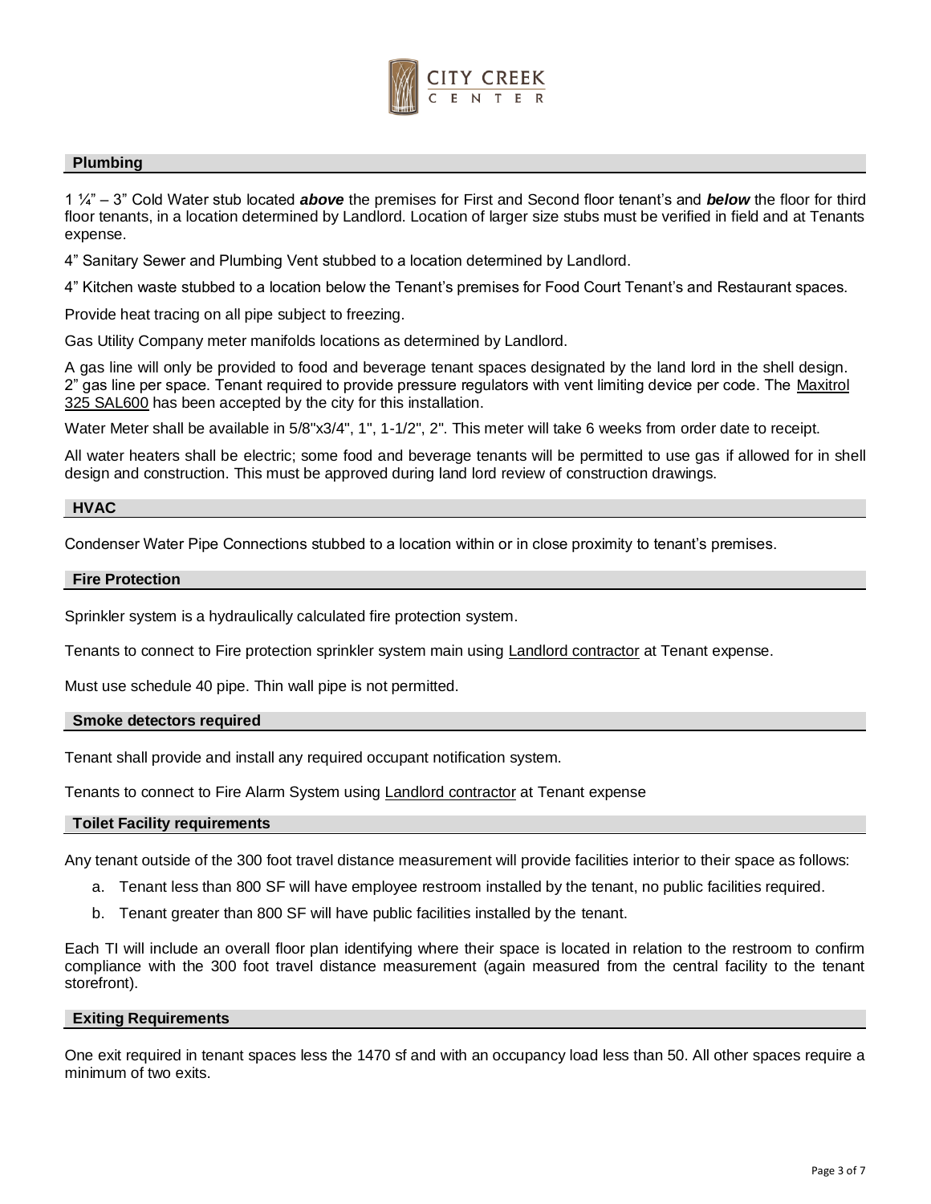## Plumbing

1 ¼" – 3" Cold Water stub located ***above*** the premises for First and Second floor tenant's and ***below*** the floor for third floor tenants, in a location determined by Landlord. Location of larger size stubs must be verified in field and at Tenants expense.

4" Sanitary Sewer and Plumbing Vent stubbed to a location determined by Landlord.

4" Kitchen waste stubbed to a location below the Tenant's premises for Food Court Tenant's and Restaurant spaces.

Provide heat tracing on all pipe subject to freezing.

Gas Utility Company meter manifolds locations as determined by Landlord.

A gas line will only be provided to food and beverage tenant spaces designated by the land lord in the shell design. 2" gas line per space. Tenant required to provide pressure regulators with vent limiting device per code. The Maxitrol 325 SAL600 has been accepted by the city for this installation.

Water Meter shall be available in 5/8"x3/4", 1", 1-1/2", 2". This meter will take 6 weeks from order date to receipt.

All water heaters shall be electric; some food and beverage tenants will be permitted to use gas if allowed for in shell design and construction. This must be approved during land lord review of construction drawings.

## HVAC

Condenser Water Pipe Connections stubbed to a location within or in close proximity to tenant's premises.

## Fire Protection

Sprinkler system is a hydraulically calculated fire protection system.

Tenants to connect to Fire protection sprinkler system main using Landlord contractor at Tenant expense.

Must use schedule 40 pipe. Thin wall pipe is not permitted.

## Smoke detectors required

Tenant shall provide and install any required occupant notification system.

Tenants to connect to Fire Alarm System using Landlord contractor at Tenant expense

## Toilet Facility requirements

Any tenant outside of the 300 foot travel distance measurement will provide facilities interior to their space as follows:

a. Tenant less than 800 SF will have employee restroom installed by the tenant, no public facilities required.
b. Tenant greater than 800 SF will have public facilities installed by the tenant.

Each TI will include an overall floor plan identifying where their space is located in relation to the restroom to confirm compliance with the 300 foot travel distance measurement (again measured from the central facility to the tenant storefront).

## Exiting Requirements

One exit required in tenant spaces less the 1470 sf and with an occupancy load less than 50. All other spaces require a minimum of two exits.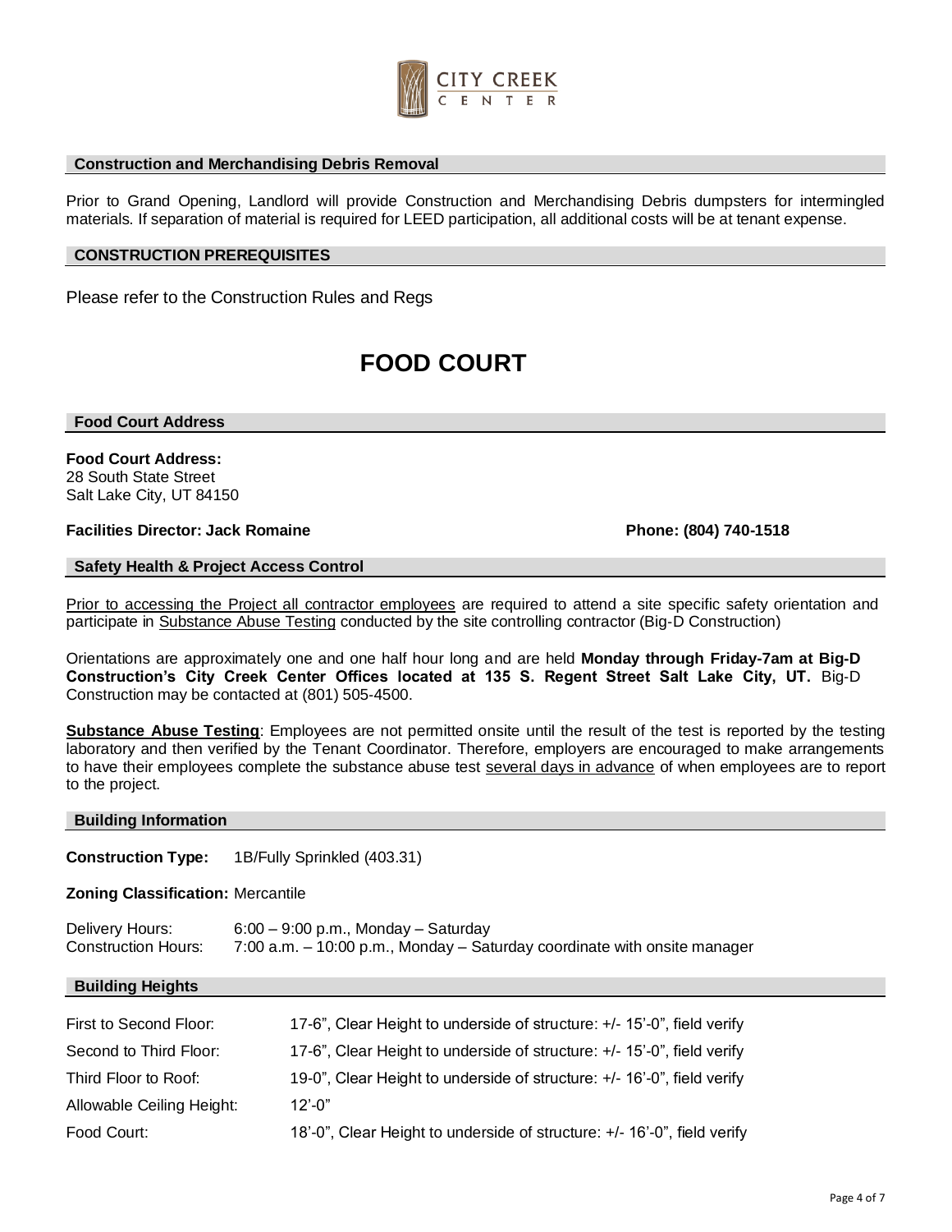### Construction and Merchandising Debris Removal

Prior to Grand Opening, Landlord will provide Construction and Merchandising Debris dumpsters for intermingled materials. If separation of material is required for LEED participation, all additional costs will be at tenant expense.

### CONSTRUCTION PREREQUISITES

Please refer to the Construction Rules and Regs

# FOOD COURT

### Food Court Address

**Food Court Address:**
28 South State Street
Salt Lake City, UT 84150

**Facilities Director: Jack Romaine** **Phone: (804) 740-1518**

### Safety Health & Project Access Control

Prior to accessing the Project all contractor employees are required to attend a site specific safety orientation and participate in Substance Abuse Testing conducted by the site controlling contractor (Big-D Construction)

Orientations are approximately one and one half hour long and are held **Monday through Friday-7am at Big-D Construction's City Creek Center Offices located at 135 S. Regent Street Salt Lake City, UT.** Big-D Construction may be contacted at (801) 505-4500.

**Substance Abuse Testing**: Employees are not permitted onsite until the result of the test is reported by the testing laboratory and then verified by the Tenant Coordinator. Therefore, employers are encouraged to make arrangements to have their employees complete the substance abuse test several days in advance of when employees are to report to the project.

### Building Information

**Construction Type:** 1B/Fully Sprinkled (403.31)

**Zoning Classification:** Mercantile

Delivery Hours: 6:00 – 9:00 p.m., Monday – Saturday
Construction Hours: 7:00 a.m. – 10:00 p.m., Monday – Saturday coordinate with onsite manager

### Building Heights

| | |
|---|---|
| First to Second Floor: | 17-6", Clear Height to underside of structure: +/- 15'-0", field verify |
| Second to Third Floor: | 17-6", Clear Height to underside of structure: +/- 15'-0", field verify |
| Third Floor to Roof: | 19-0", Clear Height to underside of structure: +/- 16'-0", field verify |
| Allowable Ceiling Height: | 12'-0" |
| Food Court: | 18'-0", Clear Height to underside of structure: +/- 16'-0", field verify |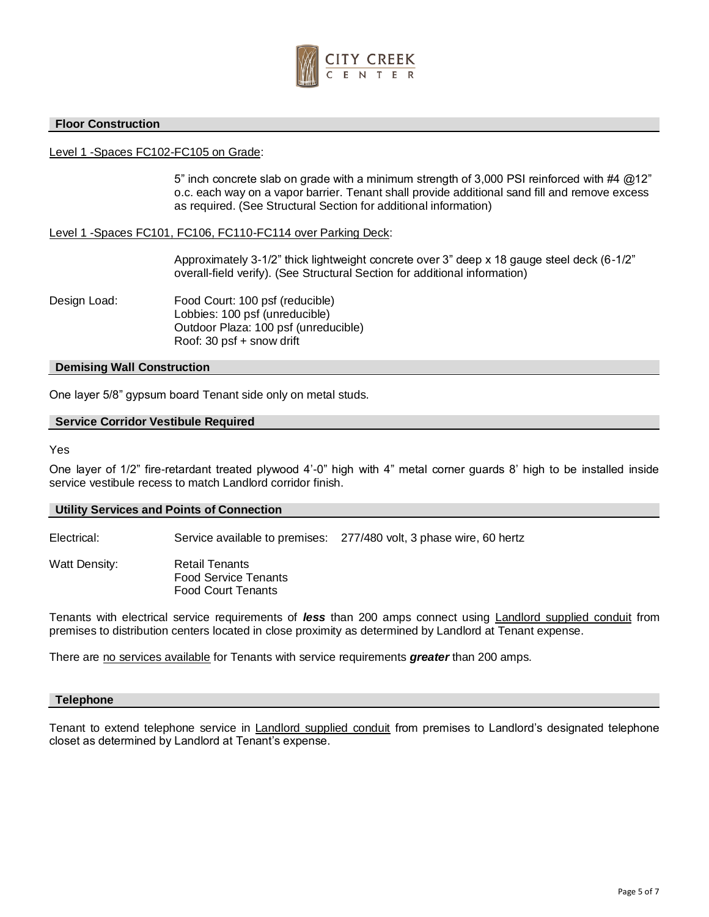## Floor Construction

Level 1 -Spaces FC102-FC105 on Grade:

5" inch concrete slab on grade with a minimum strength of 3,000 PSI reinforced with #4 @12" o.c. each way on a vapor barrier. Tenant shall provide additional sand fill and remove excess as required. (See Structural Section for additional information)

Level 1 -Spaces FC101, FC106, FC110-FC114 over Parking Deck:

Approximately 3-1/2" thick lightweight concrete over 3" deep x 18 gauge steel deck (6-1/2" overall-field verify). (See Structural Section for additional information)

Design Load:

- Food Court: 100 psf (reducible)
- Lobbies: 100 psf (unreducible)
- Outdoor Plaza: 100 psf (unreducible)
- Roof: 30 psf + snow drift

## Demising Wall Construction

One layer 5/8" gypsum board Tenant side only on metal studs.

## Service Corridor Vestibule Required

Yes

One layer of 1/2" fire-retardant treated plywood 4'-0" high with 4" metal corner guards 8' high to be installed inside service vestibule recess to match Landlord corridor finish.

## Utility Services and Points of Connection

Electrical: Service available to premises: 277/480 volt, 3 phase wire, 60 hertz

Watt Density:

- Retail Tenants
- Food Service Tenants
- Food Court Tenants

Tenants with electrical service requirements of ***less*** than 200 amps connect using Landlord supplied conduit from premises to distribution centers located in close proximity as determined by Landlord at Tenant expense.

There are no services available for Tenants with service requirements ***greater*** than 200 amps.

## Telephone

Tenant to extend telephone service in Landlord supplied conduit from premises to Landlord's designated telephone closet as determined by Landlord at Tenant's expense.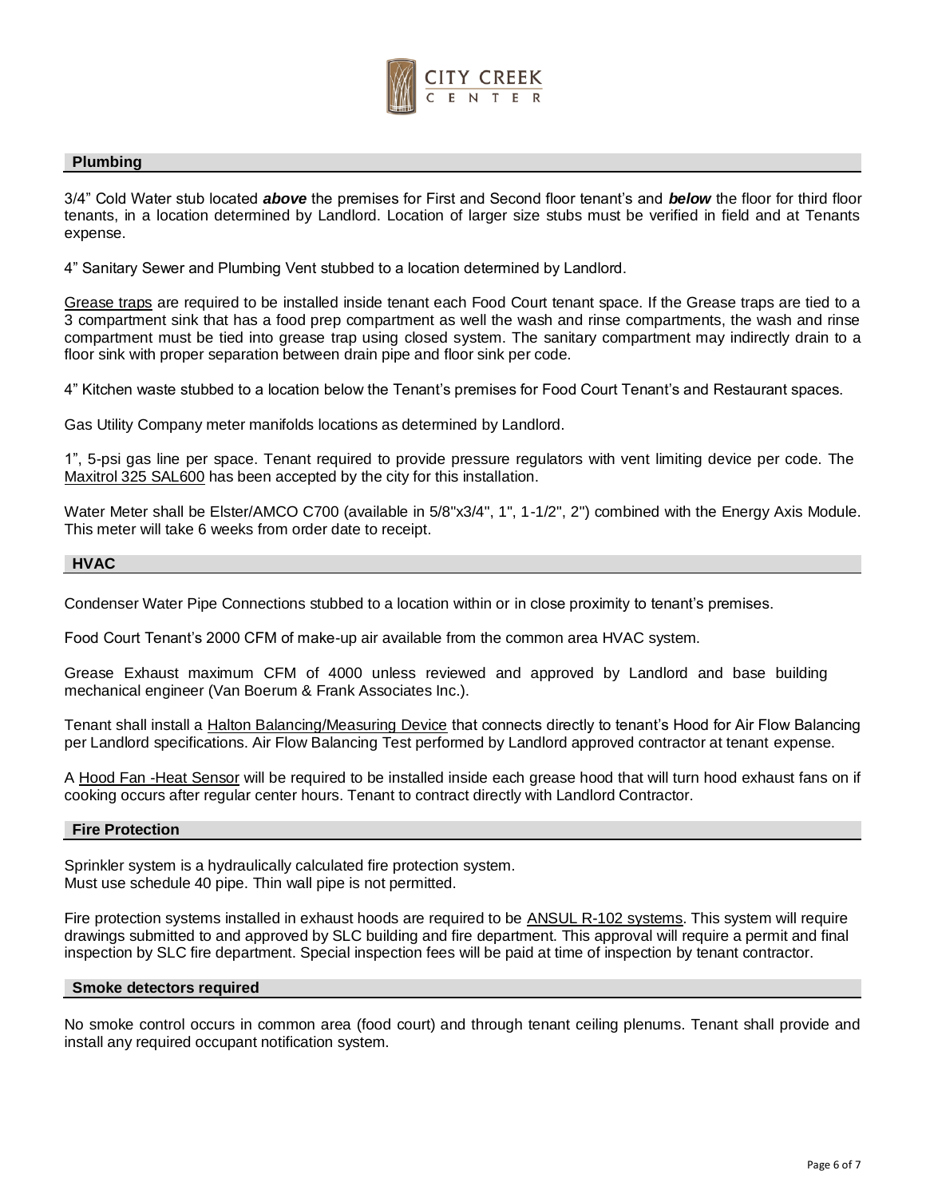## Plumbing

3/4" Cold Water stub located ***above*** the premises for First and Second floor tenant's and ***below*** the floor for third floor tenants, in a location determined by Landlord. Location of larger size stubs must be verified in field and at Tenants expense.

4" Sanitary Sewer and Plumbing Vent stubbed to a location determined by Landlord.

Grease traps are required to be installed inside tenant each Food Court tenant space. If the Grease traps are tied to a 3 compartment sink that has a food prep compartment as well the wash and rinse compartments, the wash and rinse compartment must be tied into grease trap using closed system. The sanitary compartment may indirectly drain to a floor sink with proper separation between drain pipe and floor sink per code.

4" Kitchen waste stubbed to a location below the Tenant's premises for Food Court Tenant's and Restaurant spaces.

Gas Utility Company meter manifolds locations as determined by Landlord.

1", 5-psi gas line per space. Tenant required to provide pressure regulators with vent limiting device per code. The Maxitrol 325 SAL600 has been accepted by the city for this installation.

Water Meter shall be Elster/AMCO C700 (available in 5/8"x3/4", 1", 1-1/2", 2") combined with the Energy Axis Module. This meter will take 6 weeks from order date to receipt.

## HVAC

Condenser Water Pipe Connections stubbed to a location within or in close proximity to tenant's premises.

Food Court Tenant's 2000 CFM of make-up air available from the common area HVAC system.

Grease Exhaust maximum CFM of 4000 unless reviewed and approved by Landlord and base building mechanical engineer (Van Boerum & Frank Associates Inc.).

Tenant shall install a Halton Balancing/Measuring Device that connects directly to tenant's Hood for Air Flow Balancing per Landlord specifications. Air Flow Balancing Test performed by Landlord approved contractor at tenant expense.

A Hood Fan -Heat Sensor will be required to be installed inside each grease hood that will turn hood exhaust fans on if cooking occurs after regular center hours. Tenant to contract directly with Landlord Contractor.

## Fire Protection

Sprinkler system is a hydraulically calculated fire protection system.
Must use schedule 40 pipe. Thin wall pipe is not permitted.

Fire protection systems installed in exhaust hoods are required to be ANSUL R-102 systems. This system will require drawings submitted to and approved by SLC building and fire department. This approval will require a permit and final inspection by SLC fire department. Special inspection fees will be paid at time of inspection by tenant contractor.

## Smoke detectors required

No smoke control occurs in common area (food court) and through tenant ceiling plenums. Tenant shall provide and install any required occupant notification system.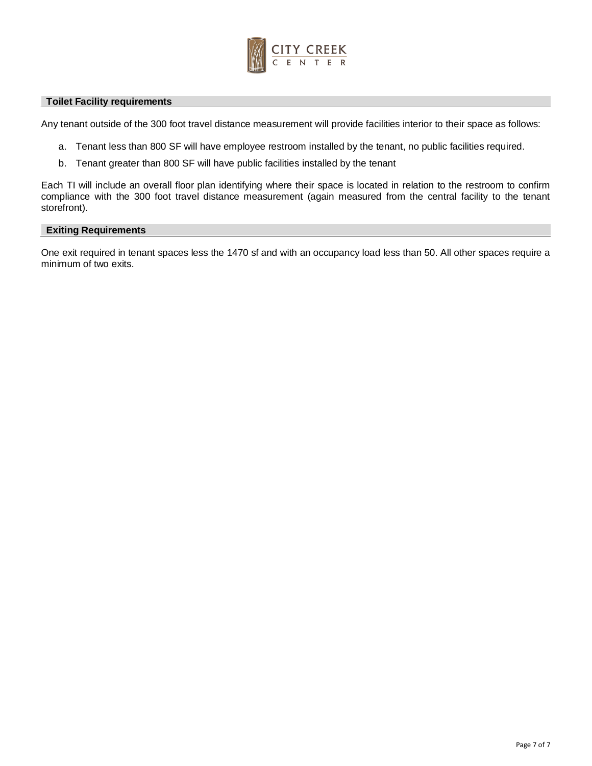## Toilet Facility requirements

Any tenant outside of the 300 foot travel distance measurement will provide facilities interior to their space as follows:

a. Tenant less than 800 SF will have employee restroom installed by the tenant, no public facilities required.

b. Tenant greater than 800 SF will have public facilities installed by the tenant

Each TI will include an overall floor plan identifying where their space is located in relation to the restroom to confirm compliance with the 300 foot travel distance measurement (again measured from the central facility to the tenant storefront).

## Exiting Requirements

One exit required in tenant spaces less the 1470 sf and with an occupancy load less than 50. All other spaces require a minimum of two exits.